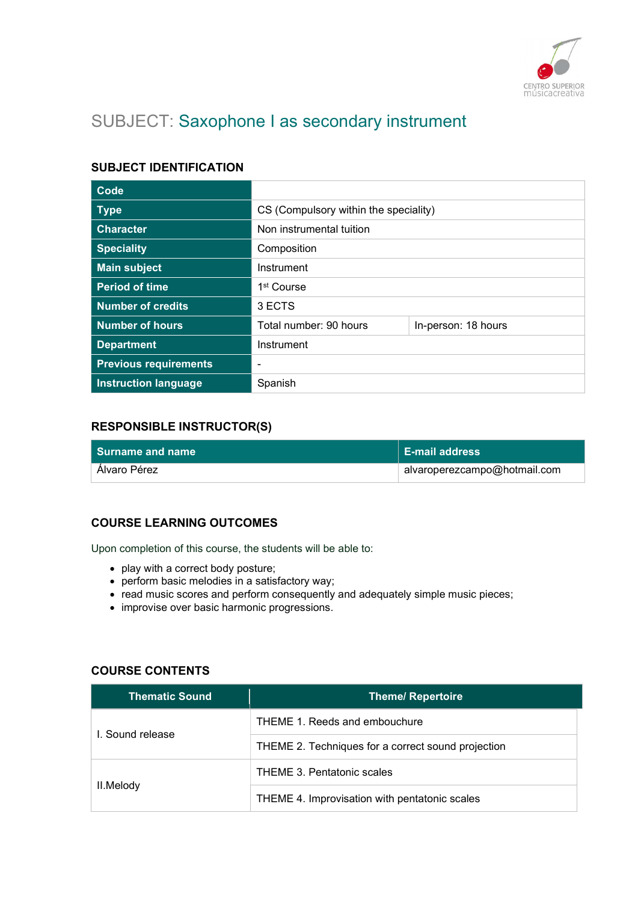# SUBJECT: Saxophone I as secondary instrument

## SUBJECT IDENTIFICATION

| | | |
|---|---|---|
| **Code** | | |
| **Type** | CS (Compulsory within the speciality) | |
| **Character** | Non instrumental tuition | |
| **Speciality** | Composition | |
| **Main subject** | Instrument | |
| **Period of time** | 1st Course | |
| **Number of credits** | 3 ECTS | |
| **Number of hours** | Total number: 90 hours | In-person: 18 hours |
| **Department** | Instrument | |
| **Previous requirements** | - | |
| **Instruction language** | Spanish | |

## RESPONSIBLE INSTRUCTOR(S)

| Surname and name | E-mail address |
|---|---|
| Álvaro Pérez | alvaroperezcampo@hotmail.com |

## COURSE LEARNING OUTCOMES

Upon completion of this course, the students will be able to:

- play with a correct body posture;
- perform basic melodies in a satisfactory way;
- read music scores and perform consequently and adequately simple music pieces;
- improvise over basic harmonic progressions.

## COURSE CONTENTS

| Thematic Sound | Theme/ Repertoire |
|---|---|
| I. Sound release | THEME 1. Reeds and embouchure |
| | THEME 2. Techniques for a correct sound projection |
| II.Melody | THEME 3. Pentatonic scales |
| | THEME 4. Improvisation with pentatonic scales |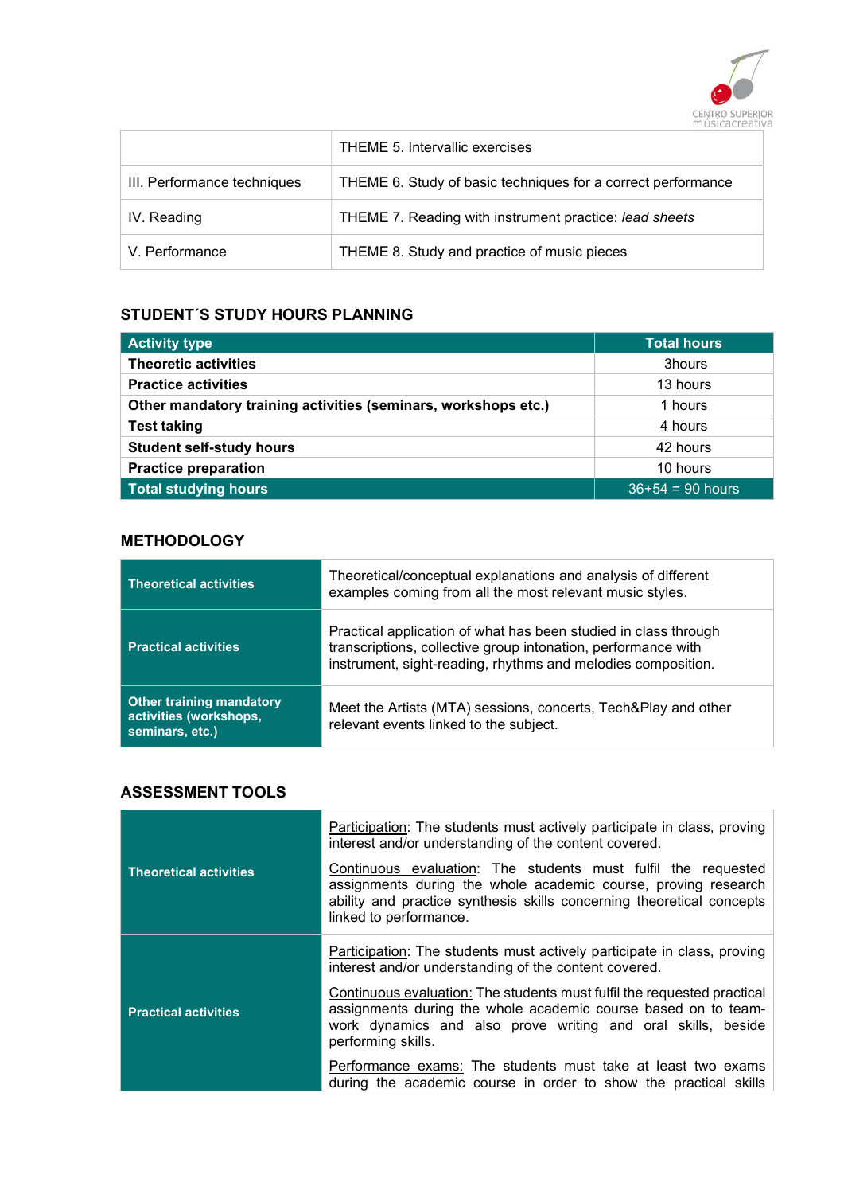|  | THEME 5. Intervallic exercises |
|---|---|
| III. Performance techniques | THEME 6. Study of basic techniques for a correct performance |
| IV. Reading | THEME 7. Reading with instrument practice: *lead sheets* |
| V. Performance | THEME 8. Study and practice of music pieces |

### STUDENT´S STUDY HOURS PLANNING

| Activity type | Total hours |
|---|---|
| **Theoretic activities** | 3hours |
| **Practice activities** | 13 hours |
| **Other mandatory training activities (seminars, workshops etc.)** | 1 hours |
| **Test taking** | 4 hours |
| **Student self-study hours** | 42 hours |
| **Practice preparation** | 10 hours |
| **Total studying hours** | 36+54 = 90 hours |

### METHODOLOGY

| | |
|---|---|
| **Theoretical activities** | Theoretical/conceptual explanations and analysis of different examples coming from all the most relevant music styles. |
| **Practical activities** | Practical application of what has been studied in class through transcriptions, collective group intonation, performance with instrument, sight-reading, rhythms and melodies composition. |
| **Other training mandatory activities (workshops, seminars, etc.)** | Meet the Artists (MTA) sessions, concerts, Tech&Play and other relevant events linked to the subject. |

### ASSESSMENT TOOLS

| | |
|---|---|
| **Theoretical activities** | Participation: The students must actively participate in class, proving interest and/or understanding of the content covered.<br><br>Continuous evaluation: The students must fulfil the requested assignments during the whole academic course, proving research ability and practice synthesis skills concerning theoretical concepts linked to performance. |
| **Practical activities** | Participation: The students must actively participate in class, proving interest and/or understanding of the content covered.<br><br>Continuous evaluation: The students must fulfil the requested practical assignments during the whole academic course based on to team-work dynamics and also prove writing and oral skills, beside performing skills.<br><br>Performance exams: The students must take at least two exams during the academic course in order to show the practical skills |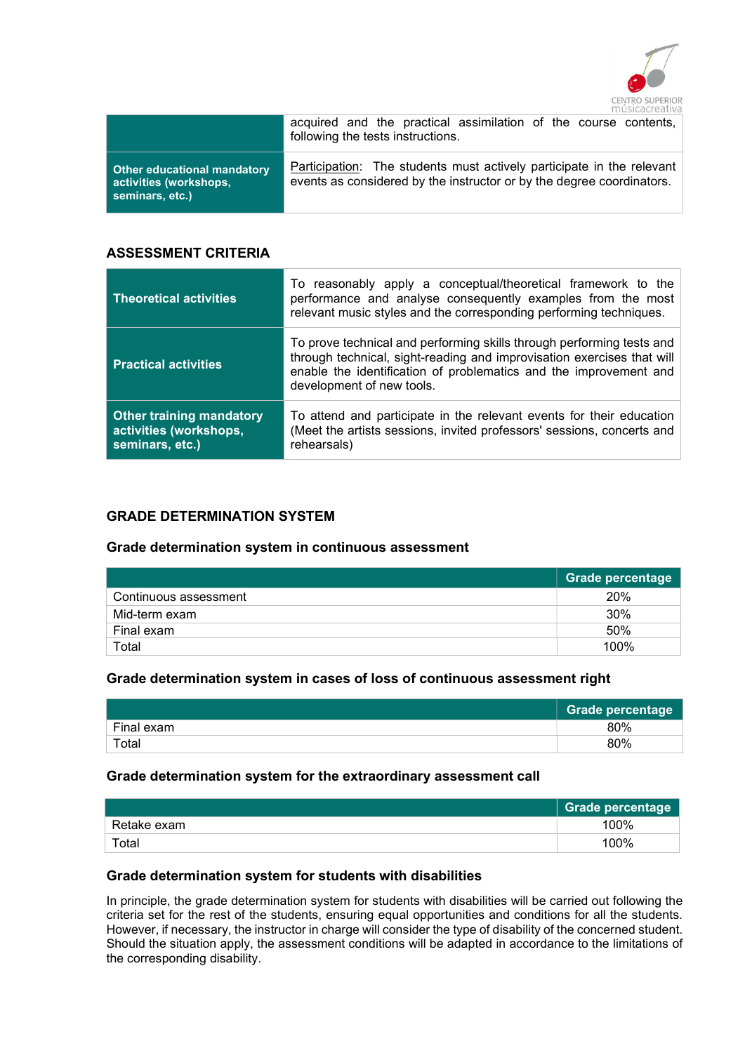| | |
|---|---|
| | acquired and the practical assimilation of the course contents, following the tests instructions. |
| **Other educational mandatory activities (workshops, seminars, etc.)** | Participation: The students must actively participate in the relevant events as considered by the instructor or by the degree coordinators. |

### ASSESSMENT CRITERIA

| | |
|---|---|
| **Theoretical activities** | To reasonably apply a conceptual/theoretical framework to the performance and analyse consequently examples from the most relevant music styles and the corresponding performing techniques. |
| **Practical activities** | To prove technical and performing skills through performing tests and through technical, sight-reading and improvisation exercises that will enable the identification of problematics and the improvement and development of new tools. |
| **Other training mandatory activities (workshops, seminars, etc.)** | To attend and participate in the relevant events for their education (Meet the artists sessions, invited professors' sessions, concerts and rehearsals) |

### GRADE DETERMINATION SYSTEM

#### Grade determination system in continuous assessment

| | Grade percentage |
|---|---|
| Continuous assessment | 20% |
| Mid-term exam | 30% |
| Final exam | 50% |
| Total | 100% |

#### Grade determination system in cases of loss of continuous assessment right

| | Grade percentage |
|---|---|
| Final exam | 80% |
| Total | 80% |

#### Grade determination system for the extraordinary assessment call

| | Grade percentage |
|---|---|
| Retake exam | 100% |
| Total | 100% |

#### Grade determination system for students with disabilities

In principle, the grade determination system for students with disabilities will be carried out following the criteria set for the rest of the students, ensuring equal opportunities and conditions for all the students. However, if necessary, the instructor in charge will consider the type of disability of the concerned student. Should the situation apply, the assessment conditions will be adapted in accordance to the limitations of the corresponding disability.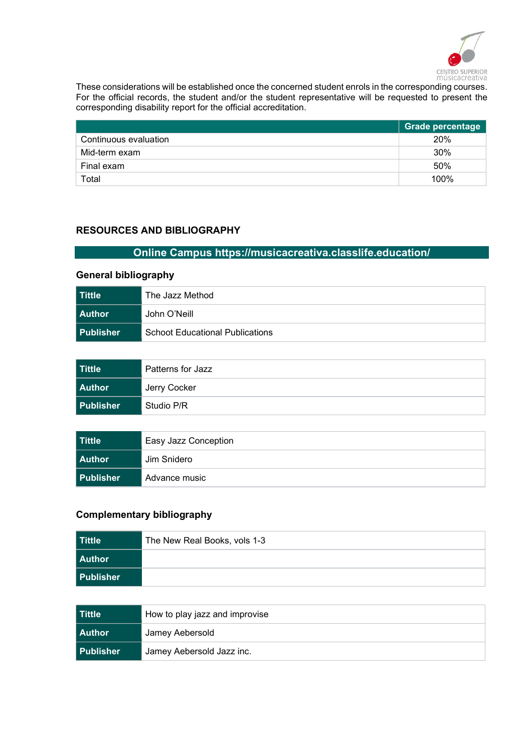These considerations will be established once the concerned student enrols in the corresponding courses. For the official records, the student and/or the student representative will be requested to present the corresponding disability report for the official accreditation.

| | Grade percentage |
|---|---|
| Continuous evaluation | 20% |
| Mid-term exam | 30% |
| Final exam | 50% |
| Total | 100% |

## RESOURCES AND BIBLIOGRAPHY

**Online Campus https://musicacreativa.classlife.education/**

### General bibliography

| | |
|---|---|
| **Tittle** | The Jazz Method |
| **Author** | John O'Neill |
| **Publisher** | Schoot Educational Publications |

| | |
|---|---|
| **Tittle** | Patterns for Jazz |
| **Author** | Jerry Cocker |
| **Publisher** | Studio P/R |

| | |
|---|---|
| **Tittle** | Easy Jazz Conception |
| **Author** | Jim Snidero |
| **Publisher** | Advance music |

### Complementary bibliography

| | |
|---|---|
| **Tittle** | The New Real Books, vols 1-3 |
| **Author** | |
| **Publisher** | |

| | |
|---|---|
| **Tittle** | How to play jazz and improvise |
| **Author** | Jamey Aebersold |
| **Publisher** | Jamey Aebersold Jazz inc. |